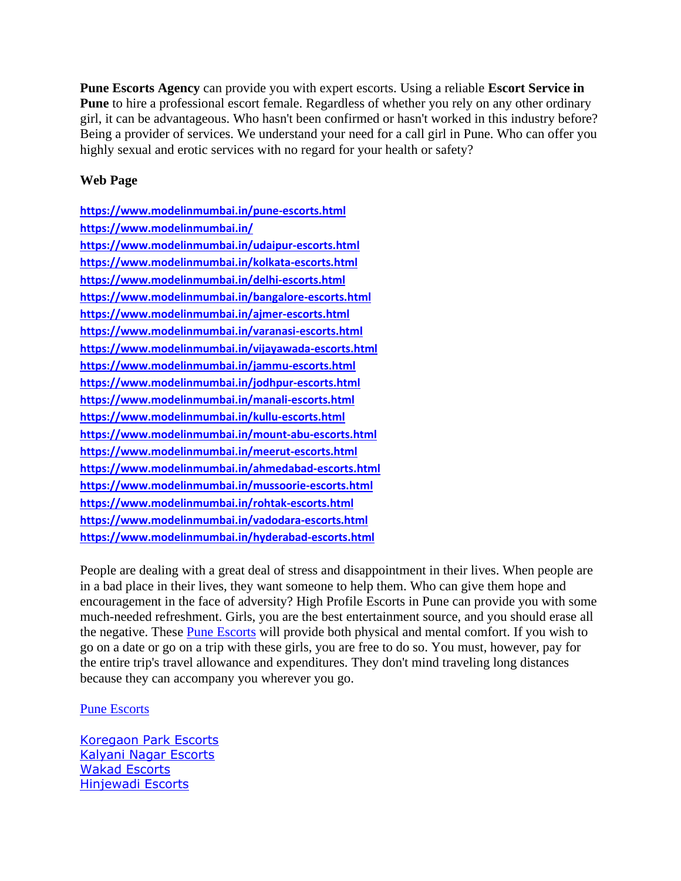**Pune Escorts Agency** can provide you with expert escorts. Using a reliable **Escort Service in Pune** to hire a professional escort female. Regardless of whether you rely on any other ordinary girl, it can be advantageous. Who hasn't been confirmed or hasn't worked in this industry before? Being a provider of services. We understand your need for a call girl in Pune. Who can offer you highly sexual and erotic services with no regard for your health or safety?

**Web Page**

https://www.modelinmumbai.in/pune-escorts.html
https://www.modelinmumbai.in/
https://www.modelinmumbai.in/udaipur-escorts.html
https://www.modelinmumbai.in/kolkata-escorts.html
https://www.modelinmumbai.in/delhi-escorts.html
https://www.modelinmumbai.in/bangalore-escorts.html
https://www.modelinmumbai.in/ajmer-escorts.html
https://www.modelinmumbai.in/varanasi-escorts.html
https://www.modelinmumbai.in/vijayawada-escorts.html
https://www.modelinmumbai.in/jammu-escorts.html
https://www.modelinmumbai.in/jodhpur-escorts.html
https://www.modelinmumbai.in/manali-escorts.html
https://www.modelinmumbai.in/kullu-escorts.html
https://www.modelinmumbai.in/mount-abu-escorts.html
https://www.modelinmumbai.in/meerut-escorts.html
https://www.modelinmumbai.in/ahmedabad-escorts.html
https://www.modelinmumbai.in/mussoorie-escorts.html
https://www.modelinmumbai.in/rohtak-escorts.html
https://www.modelinmumbai.in/vadodara-escorts.html
https://www.modelinmumbai.in/hyderabad-escorts.html

People are dealing with a great deal of stress and disappointment in their lives. When people are in a bad place in their lives, they want someone to help them. Who can give them hope and encouragement in the face of adversity? High Profile Escorts in Pune can provide you with some much-needed refreshment. Girls, you are the best entertainment source, and you should erase all the negative. These Pune Escorts will provide both physical and mental comfort. If you wish to go on a date or go on a trip with these girls, you are free to do so. You must, however, pay for the entire trip's travel allowance and expenditures. They don't mind traveling long distances because they can accompany you wherever you go.

Pune Escorts

Koregaon Park Escorts
Kalyani Nagar Escorts
Wakad Escorts
Hinjewadi Escorts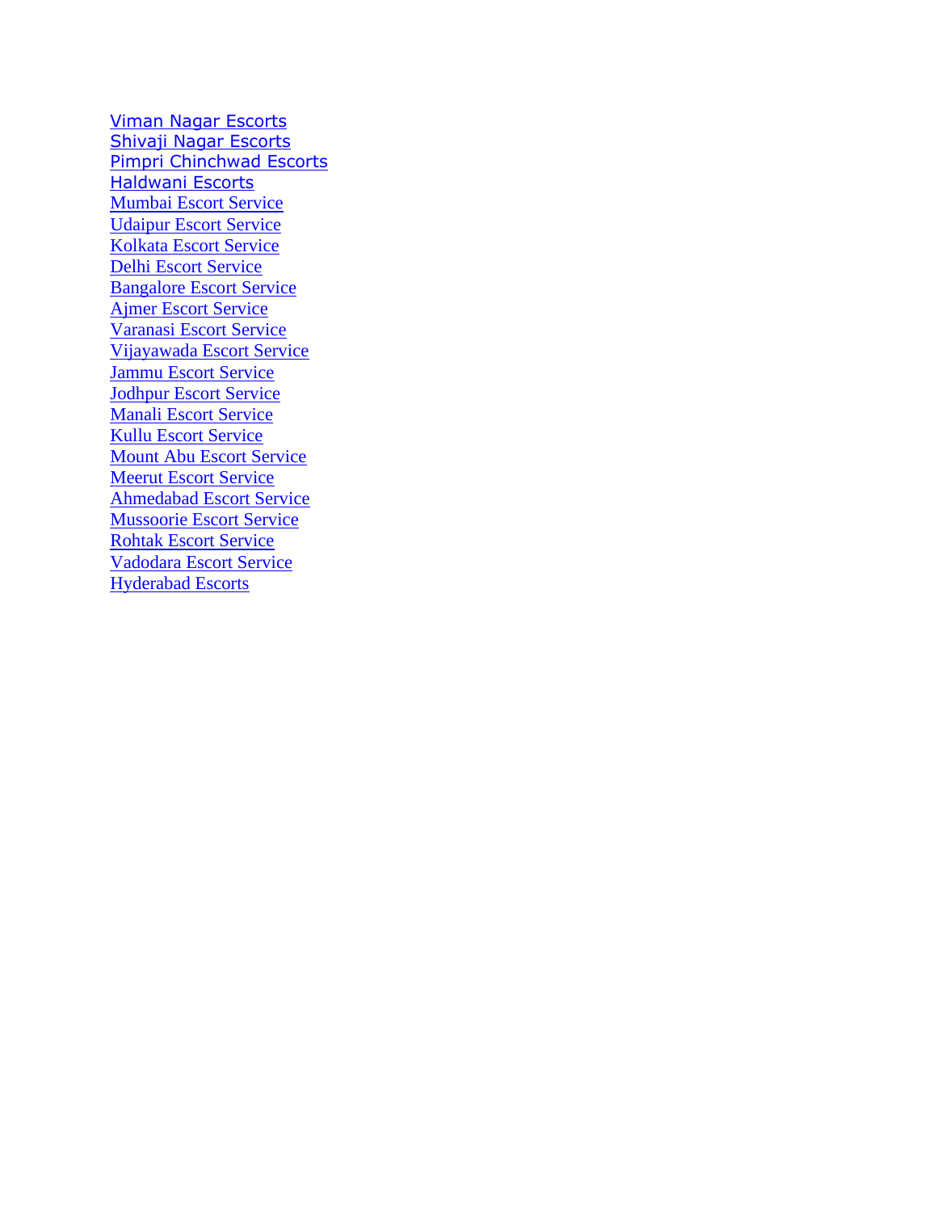Viman Nagar Escorts
Shivaji Nagar Escorts
Pimpri Chinchwad Escorts
Haldwani Escorts
Mumbai Escort Service
Udaipur Escort Service
Kolkata Escort Service
Delhi Escort Service
Bangalore Escort Service
Ajmer Escort Service
Varanasi Escort Service
Vijayawada Escort Service
Jammu Escort Service
Jodhpur Escort Service
Manali Escort Service
Kullu Escort Service
Mount Abu Escort Service
Meerut Escort Service
Ahmedabad Escort Service
Mussoorie Escort Service
Rohtak Escort Service
Vadodara Escort Service
Hyderabad Escorts